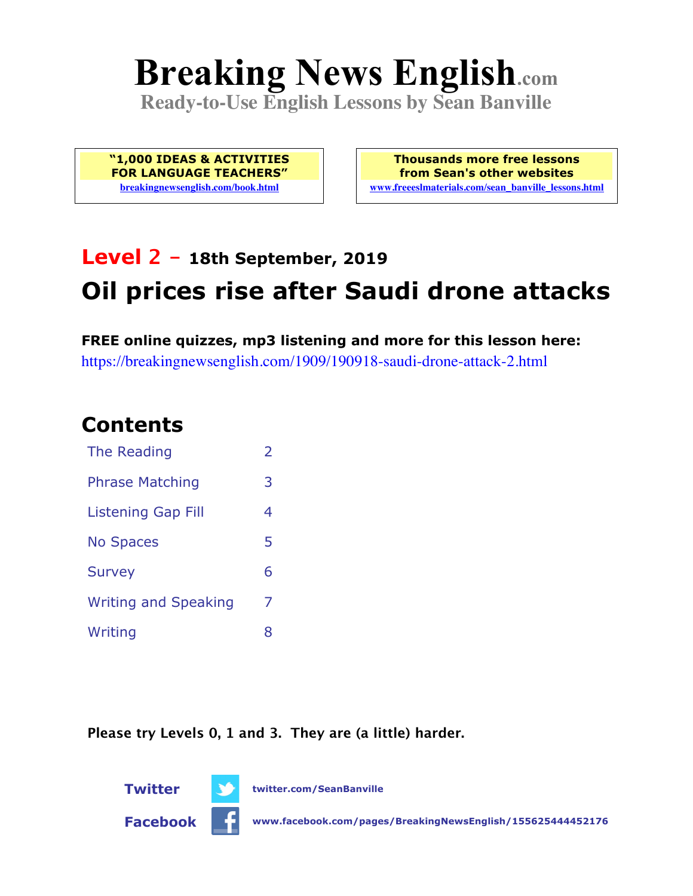# Breaking News English.com

**Ready-to-Use English Lessons by Sean Banville**

**"1,000 IDEAS & ACTIVITIES FOR LANGUAGE TEACHERS"**
breakingnewsenglish.com/book.html

**Thousands more free lessons from Sean's other websites**
www.freeeslmaterials.com/sean_banville_lessons.html

## Level 2 – 18th September, 2019

## Oil prices rise after Saudi drone attacks

**FREE online quizzes, mp3 listening and more for this lesson here:**
https://breakingnewsenglish.com/1909/190918-saudi-drone-attack-2.html

## Contents

| | |
|---|---|
| The Reading | 2 |
| Phrase Matching | 3 |
| Listening Gap Fill | 4 |
| No Spaces | 5 |
| Survey | 6 |
| Writing and Speaking | 7 |
| Writing | 8 |

**Please try Levels 0, 1 and 3. They are (a little) harder.**

**Twitter** twitter.com/SeanBanville

**Facebook** www.facebook.com/pages/BreakingNewsEnglish/155625444452176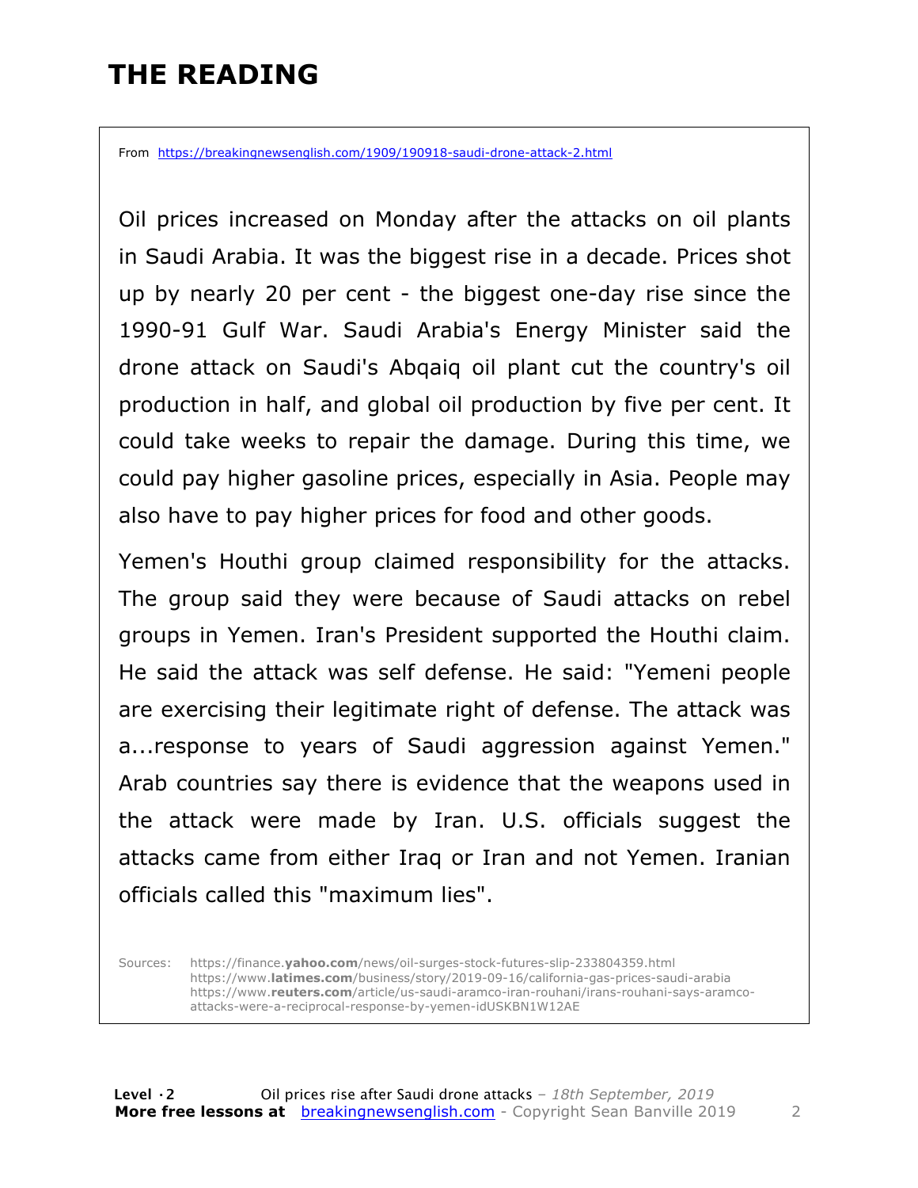# THE READING

From https://breakingnewsenglish.com/1909/190918-saudi-drone-attack-2.html

Oil prices increased on Monday after the attacks on oil plants in Saudi Arabia. It was the biggest rise in a decade. Prices shot up by nearly 20 per cent - the biggest one-day rise since the 1990-91 Gulf War. Saudi Arabia's Energy Minister said the drone attack on Saudi's Abqaiq oil plant cut the country's oil production in half, and global oil production by five per cent. It could take weeks to repair the damage. During this time, we could pay higher gasoline prices, especially in Asia. People may also have to pay higher prices for food and other goods.

Yemen's Houthi group claimed responsibility for the attacks. The group said they were because of Saudi attacks on rebel groups in Yemen. Iran's President supported the Houthi claim. He said the attack was self defense. He said: "Yemeni people are exercising their legitimate right of defense. The attack was a...response to years of Saudi aggression against Yemen." Arab countries say there is evidence that the weapons used in the attack were made by Iran. U.S. officials suggest the attacks came from either Iraq or Iran and not Yemen. Iranian officials called this "maximum lies".

Sources:
https://finance.yahoo.com/news/oil-surges-stock-futures-slip-233804359.html
https://www.latimes.com/business/story/2019-09-16/california-gas-prices-saudi-arabia
https://www.reuters.com/article/us-saudi-aramco-iran-rouhani/irans-rouhani-says-aramco-attacks-were-a-reciprocal-response-by-yemen-idUSKBN1W12AE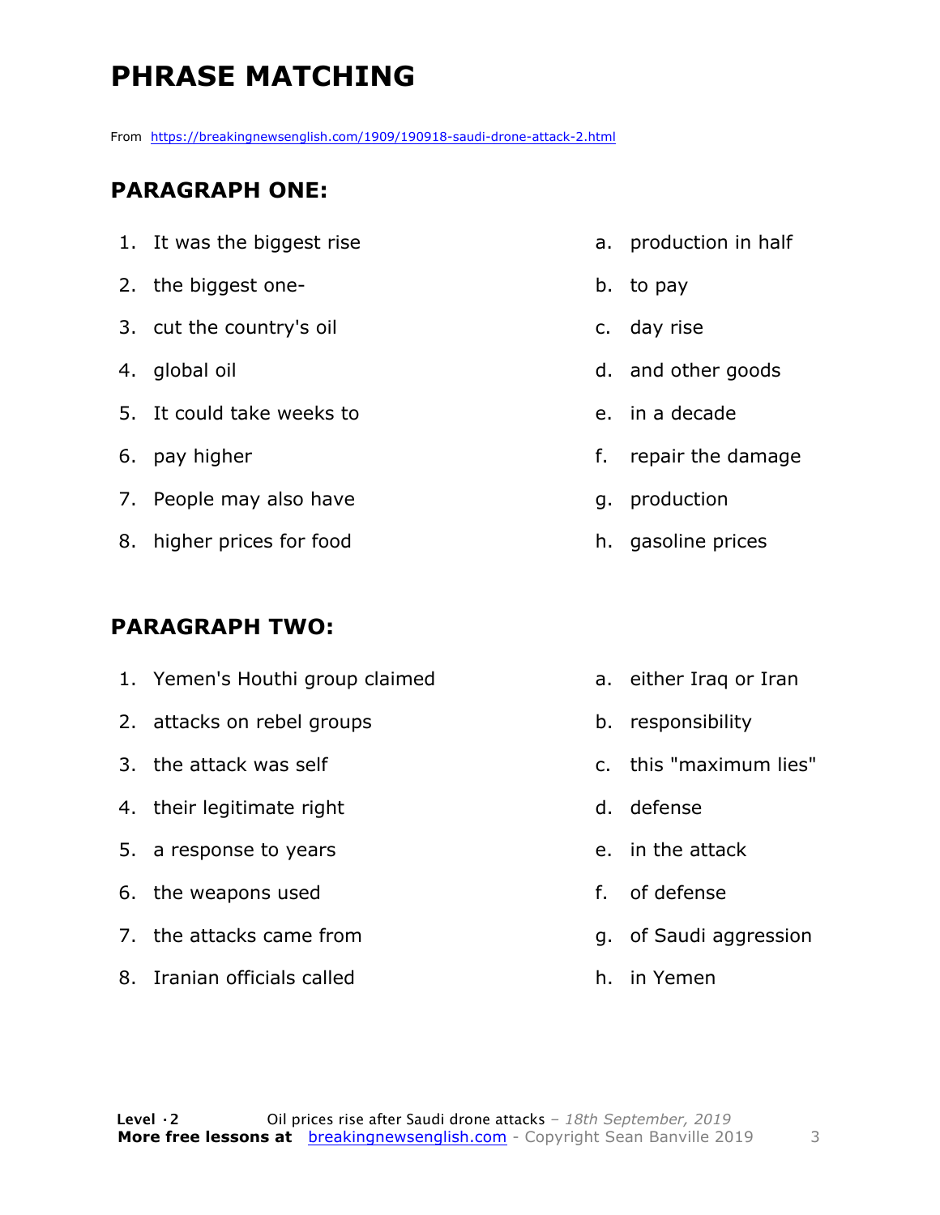# PHRASE MATCHING

From https://breakingnewsenglish.com/1909/190918-saudi-drone-attack-2.html

## PARAGRAPH ONE:

| | | | |
|---|---|---|---|
| 1. | It was the biggest rise | a. | production in half |
| 2. | the biggest one- | b. | to pay |
| 3. | cut the country's oil | c. | day rise |
| 4. | global oil | d. | and other goods |
| 5. | It could take weeks to | e. | in a decade |
| 6. | pay higher | f. | repair the damage |
| 7. | People may also have | g. | production |
| 8. | higher prices for food | h. | gasoline prices |

## PARAGRAPH TWO:

| | | | |
|---|---|---|---|
| 1. | Yemen's Houthi group claimed | a. | either Iraq or Iran |
| 2. | attacks on rebel groups | b. | responsibility |
| 3. | the attack was self | c. | this "maximum lies" |
| 4. | their legitimate right | d. | defense |
| 5. | a response to years | e. | in the attack |
| 6. | the weapons used | f. | of defense |
| 7. | the attacks came from | g. | of Saudi aggression |
| 8. | Iranian officials called | h. | in Yemen |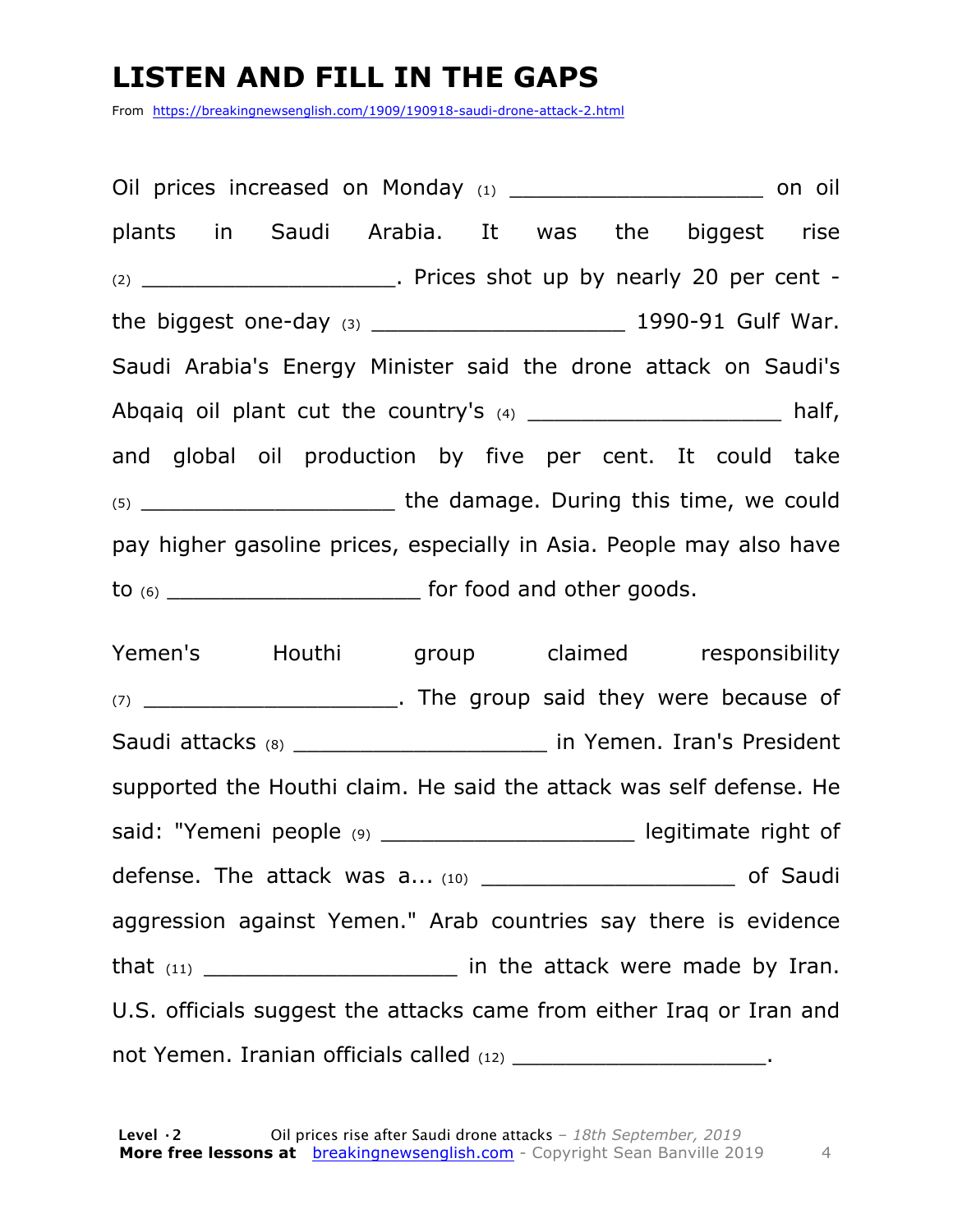# LISTEN AND FILL IN THE GAPS

From https://breakingnewsenglish.com/1909/190918-saudi-drone-attack-2.html

Oil prices increased on Monday (1) ___________________ on oil plants in Saudi Arabia. It was the biggest rise (2) ___________________. Prices shot up by nearly 20 per cent - the biggest one-day (3) ___________________ 1990-91 Gulf War. Saudi Arabia's Energy Minister said the drone attack on Saudi's Abqaiq oil plant cut the country's (4) ___________________ half, and global oil production by five per cent. It could take (5) ___________________ the damage. During this time, we could pay higher gasoline prices, especially in Asia. People may also have to (6) ___________________ for food and other goods.

Yemen's Houthi group claimed responsibility (7) ___________________. The group said they were because of Saudi attacks (8) ___________________ in Yemen. Iran's President supported the Houthi claim. He said the attack was self defense. He said: "Yemeni people (9) ___________________ legitimate right of defense. The attack was a... (10) ___________________ of Saudi aggression against Yemen." Arab countries say there is evidence that (11) ___________________ in the attack were made by Iran. U.S. officials suggest the attacks came from either Iraq or Iran and not Yemen. Iranian officials called (12) ___________________.

**Level · 2** Oil prices rise after Saudi drone attacks – *18th September, 2019*
**More free lessons at** breakingnewsenglish.com - Copyright Sean Banville 2019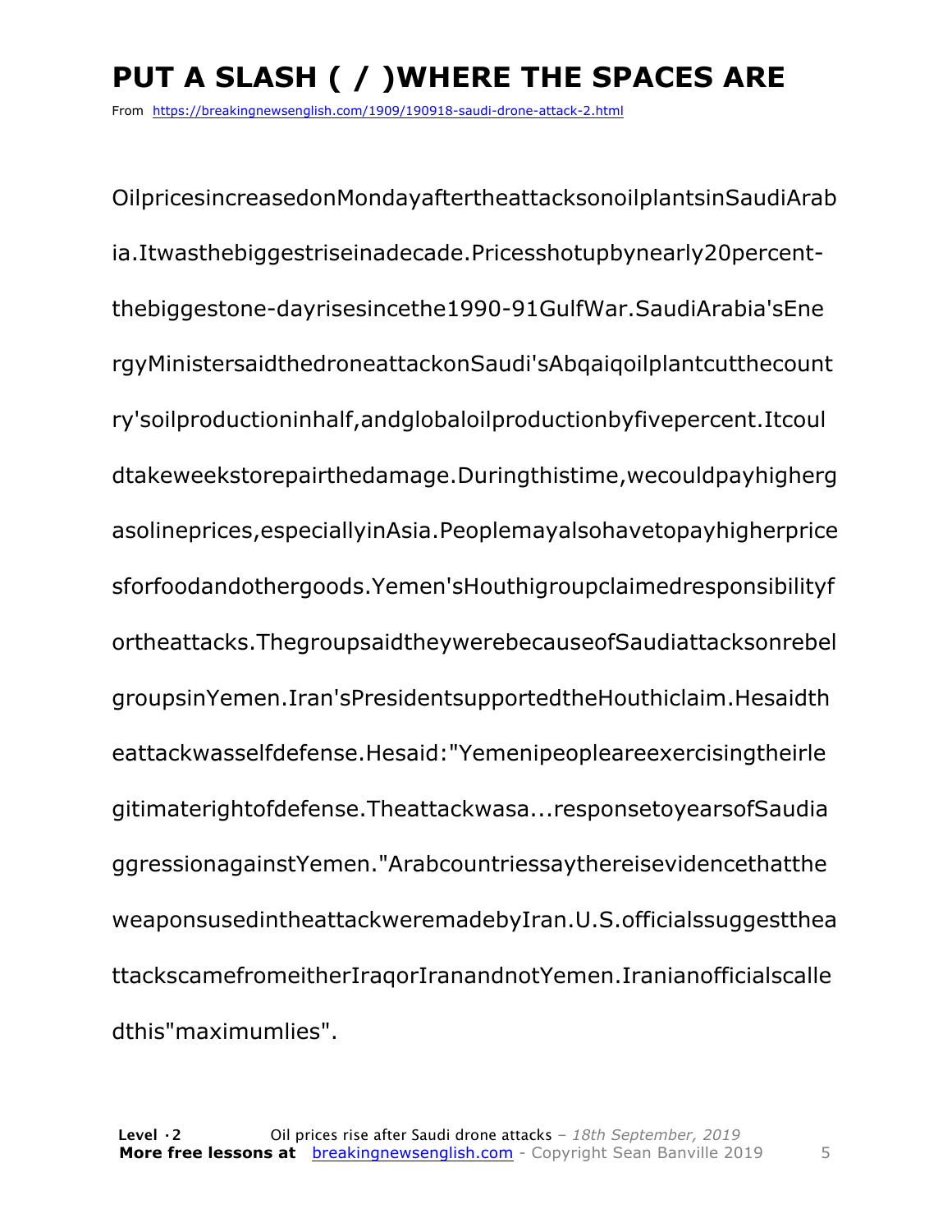# PUT A SLASH ( / )WHERE THE SPACES ARE

From https://breakingnewsenglish.com/1909/190918-saudi-drone-attack-2.html

OilpricesincreasedonMondayaftertheattacksonoilplantsinSaudiArab ia.Itwasthebiggestriseinadecade.Pricesshotupbynearly20percent-thebiggestone-dayrisesincethe1990-91GulfWar.SaudiArabia'sEne rgyMinistersaidthedroneattackonSaudi'sAbqaiqoilplantcutthecount ry'soilproductioninhalf,andglobaloilproductionbyfivepercent.Itcoul dtakeweekstorepairthedamage.Duringthistime,wecouldpayhigherg asolineprices,especiallyinAsia.Peoplemayalsohavetopayhigherprice sforfoodandothergoods.Yemen'sHouthigroupclaimedresponsibilityf ortheattacks.ThegroupsaidtheywerebecauseofSaudiattacksonrebel groupsinYemen.Iran'sPresidentsupportedtheHouthiclaim.Hesaidth eattackwasselfdefense.Hesaid:"Yemenipeopleareexercisingtheirle gitimaterightofdefense.Theattackwasa...responsetoyearsofSaudia ggressionagainstYemen."Arabcountriessaythereisevidencethatthe weaponsusedintheattackweremadebyIran.U.S.officialssuggestthea ttackscamefromeitherIraqorIranandnotYemen.Iranianofficialscalle dthis"maximumlies".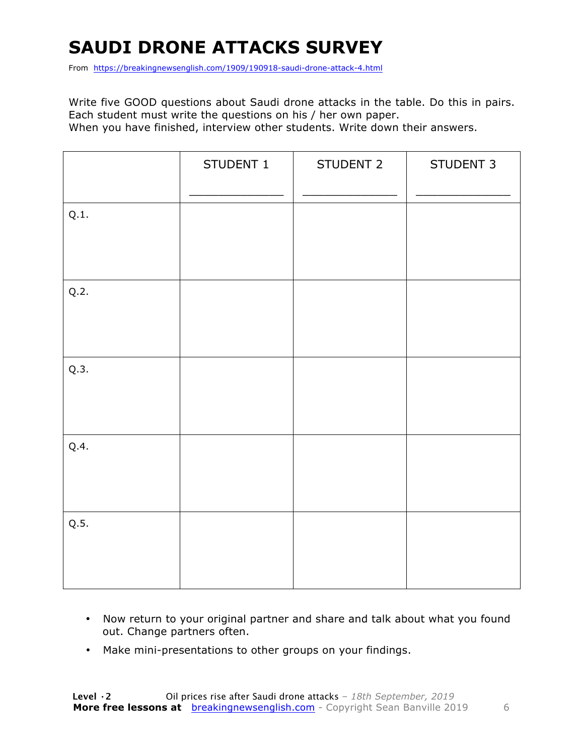# SAUDI DRONE ATTACKS SURVEY

From https://breakingnewsenglish.com/1909/190918-saudi-drone-attack-4.html

Write five GOOD questions about Saudi drone attacks in the table. Do this in pairs. Each student must write the questions on his / her own paper.
When you have finished, interview other students. Write down their answers.

| | STUDENT 1<br>_____________ | STUDENT 2<br>_____________ | STUDENT 3<br>_____________ |
|---|---|---|---|
| Q.1. | | | |
| Q.2. | | | |
| Q.3. | | | |
| Q.4. | | | |
| Q.5. | | | |

- Now return to your original partner and share and talk about what you found out. Change partners often.
- Make mini-presentations to other groups on your findings.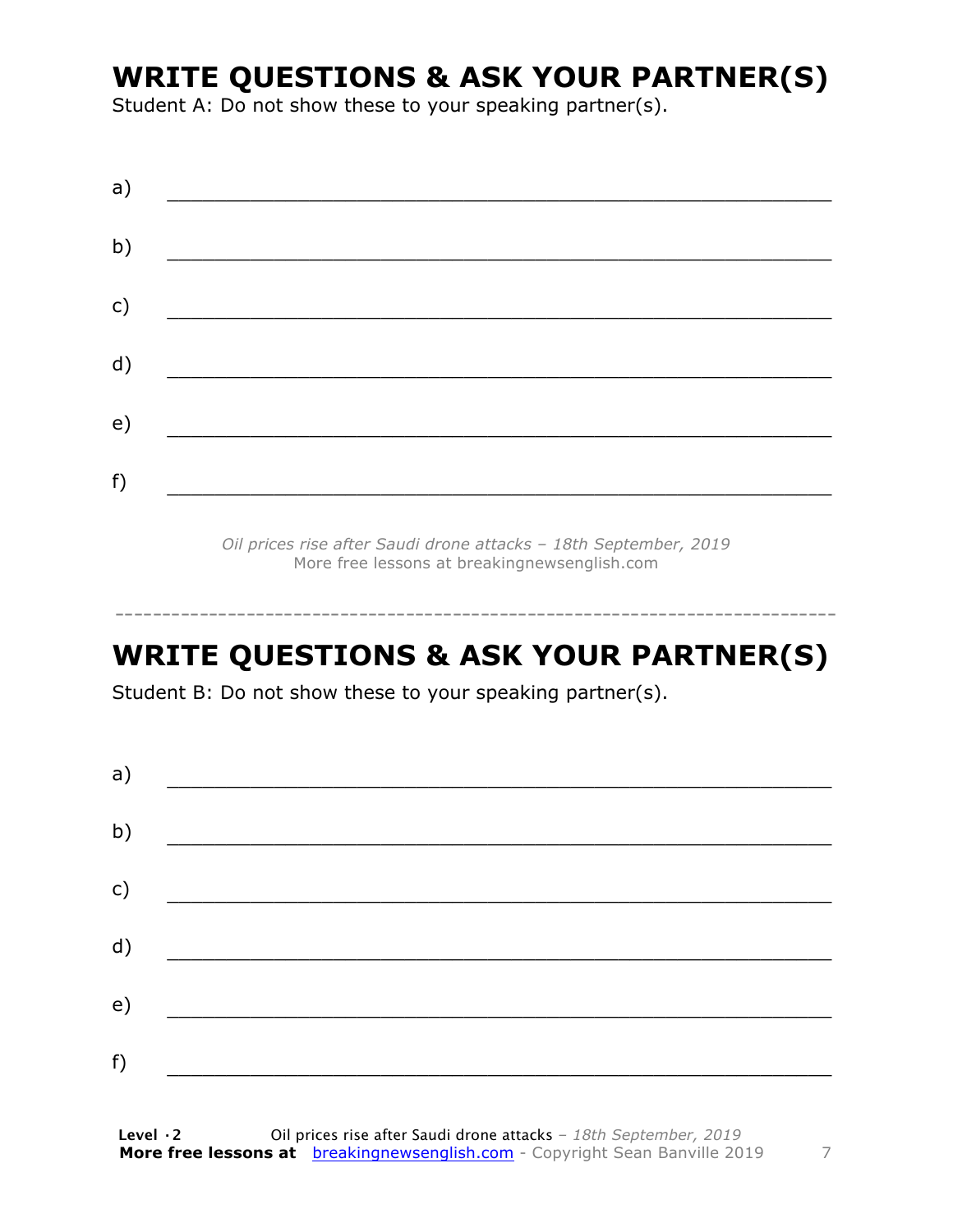## WRITE QUESTIONS & ASK YOUR PARTNER(S)

Student A: Do not show these to your speaking partner(s).

a) ___________________________________________________________

b) ___________________________________________________________

c) ___________________________________________________________

d) ___________________________________________________________

e) ___________________________________________________________

f) ___________________________________________________________

*Oil prices rise after Saudi drone attacks – 18th September, 2019*
More free lessons at breakingnewsenglish.com

---

## WRITE QUESTIONS & ASK YOUR PARTNER(S)

Student B: Do not show these to your speaking partner(s).

a) ___________________________________________________________

b) ___________________________________________________________

c) ___________________________________________________________

d) ___________________________________________________________

e) ___________________________________________________________

f) ___________________________________________________________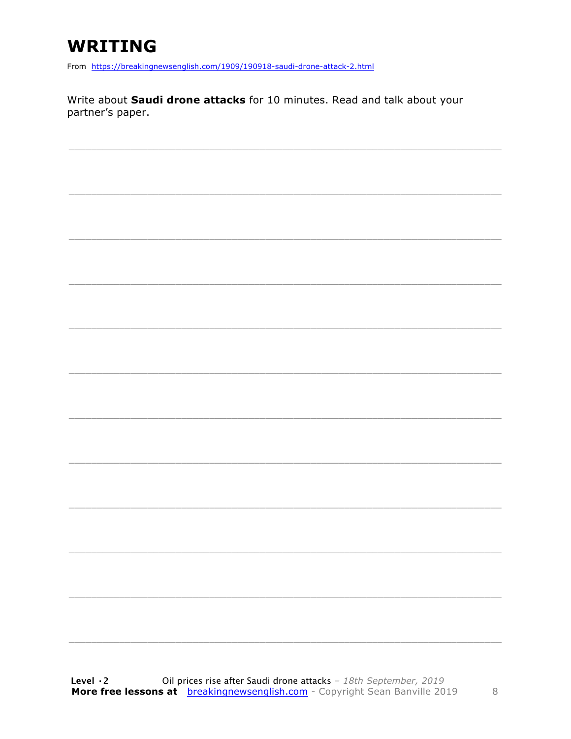# WRITING

From https://breakingnewsenglish.com/1909/190918-saudi-drone-attack-2.html

Write about **Saudi drone attacks** for 10 minutes. Read and talk about your partner's paper.

___________________________________________________________________________

___________________________________________________________________________

___________________________________________________________________________

___________________________________________________________________________

___________________________________________________________________________

___________________________________________________________________________

___________________________________________________________________________

___________________________________________________________________________

___________________________________________________________________________

___________________________________________________________________________

___________________________________________________________________________

___________________________________________________________________________